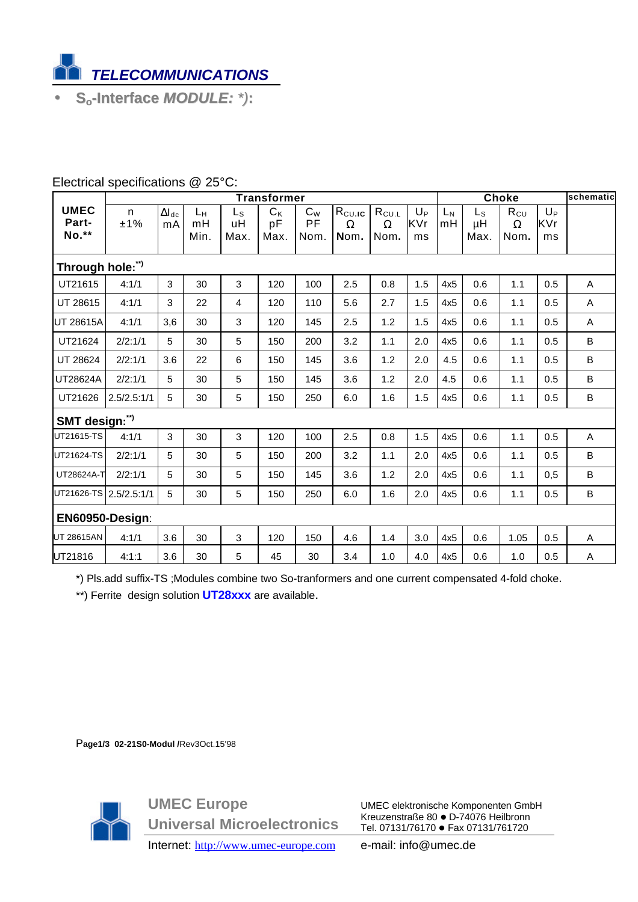# *TELECOMMUNICATIONS*

- **$S_o$-Interface *MODULE:* *):**

Electrical specifications @ 25°C:

| UMEC Part-No.** | Transformer | | | | | | | | | Choke | | | | schematic |
|---|---|---|---|---|---|---|---|---|---|---|---|---|---|---|
| | n ±1% | $\Delta I_{dc}$ mA | $L_H$ mH Min. | $L_S$ uH Max. | $C_K$ pF Max. | $C_W$ PF Nom. | $R_{CU.IC}$ Ω Nom. | $R_{CU.L}$ Ω Nom. | $U_P$ KVr ms | $L_N$ mH | $L_S$ μH Max. | $R_{CU}$ Ω Nom. | $U_P$ KVr ms | |
| **Through hole:**[**)] | | | | | | | | | | | | | | |
| UT21615 | 4:1/1 | 3 | 30 | 3 | 120 | 100 | 2.5 | 0.8 | 1.5 | 4x5 | 0.6 | 1.1 | 0.5 | A |
| UT 28615 | 4:1/1 | 3 | 22 | 4 | 120 | 110 | 5.6 | 2.7 | 1.5 | 4x5 | 0.6 | 1.1 | 0.5 | A |
| UT 28615A | 4:1/1 | 3,6 | 30 | 3 | 120 | 145 | 2.5 | 1.2 | 1.5 | 4x5 | 0.6 | 1.1 | 0.5 | A |
| UT21624 | 2/2:1/1 | 5 | 30 | 5 | 150 | 200 | 3.2 | 1.1 | 2.0 | 4x5 | 0.6 | 1.1 | 0.5 | B |
| UT 28624 | 2/2:1/1 | 3.6 | 22 | 6 | 150 | 145 | 3.6 | 1.2 | 2.0 | 4.5 | 0.6 | 1.1 | 0.5 | B |
| UT28624A | 2/2:1/1 | 5 | 30 | 5 | 150 | 145 | 3.6 | 1.2 | 2.0 | 4.5 | 0.6 | 1.1 | 0.5 | B |
| UT21626 | 2.5/2.5:1/1 | 5 | 30 | 5 | 150 | 250 | 6.0 | 1.6 | 1.5 | 4x5 | 0.6 | 1.1 | 0.5 | B |
| **SMT design:**[**)] | | | | | | | | | | | | | | |
| UT21615-TS | 4:1/1 | 3 | 30 | 3 | 120 | 100 | 2.5 | 0.8 | 1.5 | 4x5 | 0.6 | 1.1 | 0.5 | A |
| UT21624-TS | 2/2:1/1 | 5 | 30 | 5 | 150 | 200 | 3.2 | 1.1 | 2.0 | 4x5 | 0.6 | 1.1 | 0.5 | B |
| UT28624A-T | 2/2:1/1 | 5 | 30 | 5 | 150 | 145 | 3.6 | 1.2 | 2.0 | 4x5 | 0.6 | 1.1 | 0,5 | B |
| UT21626-TS | 2.5/2.5:1/1 | 5 | 30 | 5 | 150 | 250 | 6.0 | 1.6 | 2.0 | 4x5 | 0.6 | 1.1 | 0.5 | B |
| **EN60950-Design**: | | | | | | | | | | | | | | |
| UT 28615AN | 4:1/1 | 3.6 | 30 | 3 | 120 | 150 | 4.6 | 1.4 | 3.0 | 4x5 | 0.6 | 1.05 | 0.5 | A |
| UT21816 | 4:1:1 | 3.6 | 30 | 5 | 45 | 30 | 3.4 | 1.0 | 4.0 | 4x5 | 0.6 | 1.0 | 0.5 | A |

*) Pls.add suffix-TS ;Modules combine two So-tranformers and one current compensated 4-fold choke.

**) Ferrite design solution **UT28xxx** are available.

Page**1/3 02-21S0-Modul /**Rev3Oct.15'98

**UMEC Europe**
**Universal Microelectronics**

Internet: http://www.umec-europe.com

UMEC elektronische Komponenten GmbH
Kreuzenstraße 80 ● D-74076 Heilbronn
Tel. 07131/76170 ● Fax 07131/761720

e-mail: info@umec.de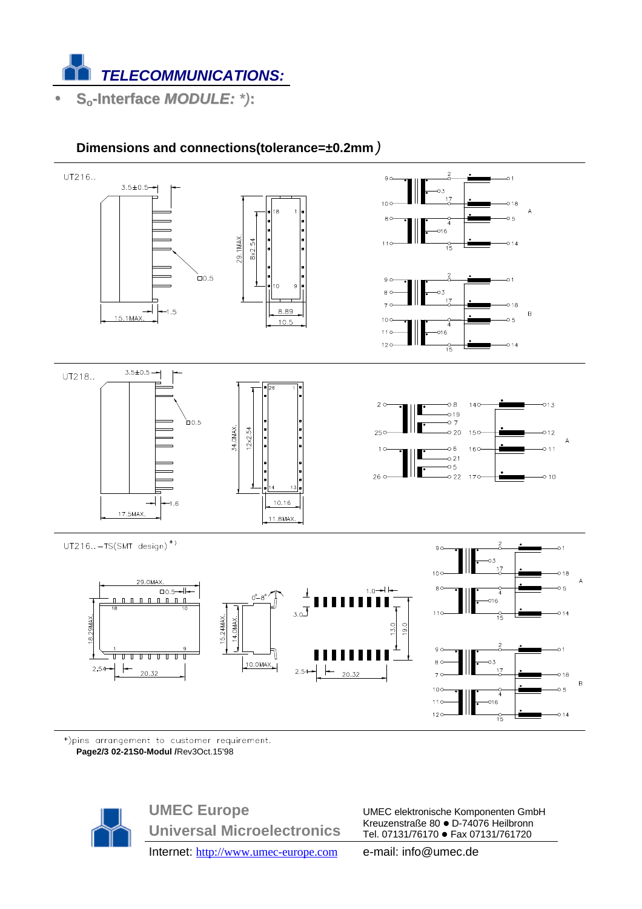# *TELECOMMUNICATIONS:*

- **$S_o$-Interface *MODULE:* *):**

## Dimensions and connections(tolerance=±0.2mm)

UT216..

3.5±0.5

□0.5

15.1MAX.

1.5

29.1MAX

8x2.54

18 1

10 9

8.89

10.5

A

B

UT218..

3.5±0.5

□0.5

17.5MAX.

1.6

34.0MAX.

12x2.54

26 1

14 13

10.16

11.8MAX.

A

UT216..–TS(SMT design) *)

29.0MAX.

□0.5

18.29MAX.

2.54

20.32

0°–8°

15.24MAX.

14.0MAX.

10.0MAX.

1.0

3.0

13.0

19.0

2.54

20.32

A

B

*)pins arrangement to customer requirement.

**Page2/3 02-21S0-Modul /**Rev3Oct.15'98

**UMEC Europe**
**Universal Microelectronics**
Internet: http://www.umec-europe.com

UMEC elektronische Komponenten GmbH
Kreuzenstraße 80 ● D-74076 Heilbronn
Tel. 07131/76170 ● Fax 07131/761720
e-mail: info@umec.de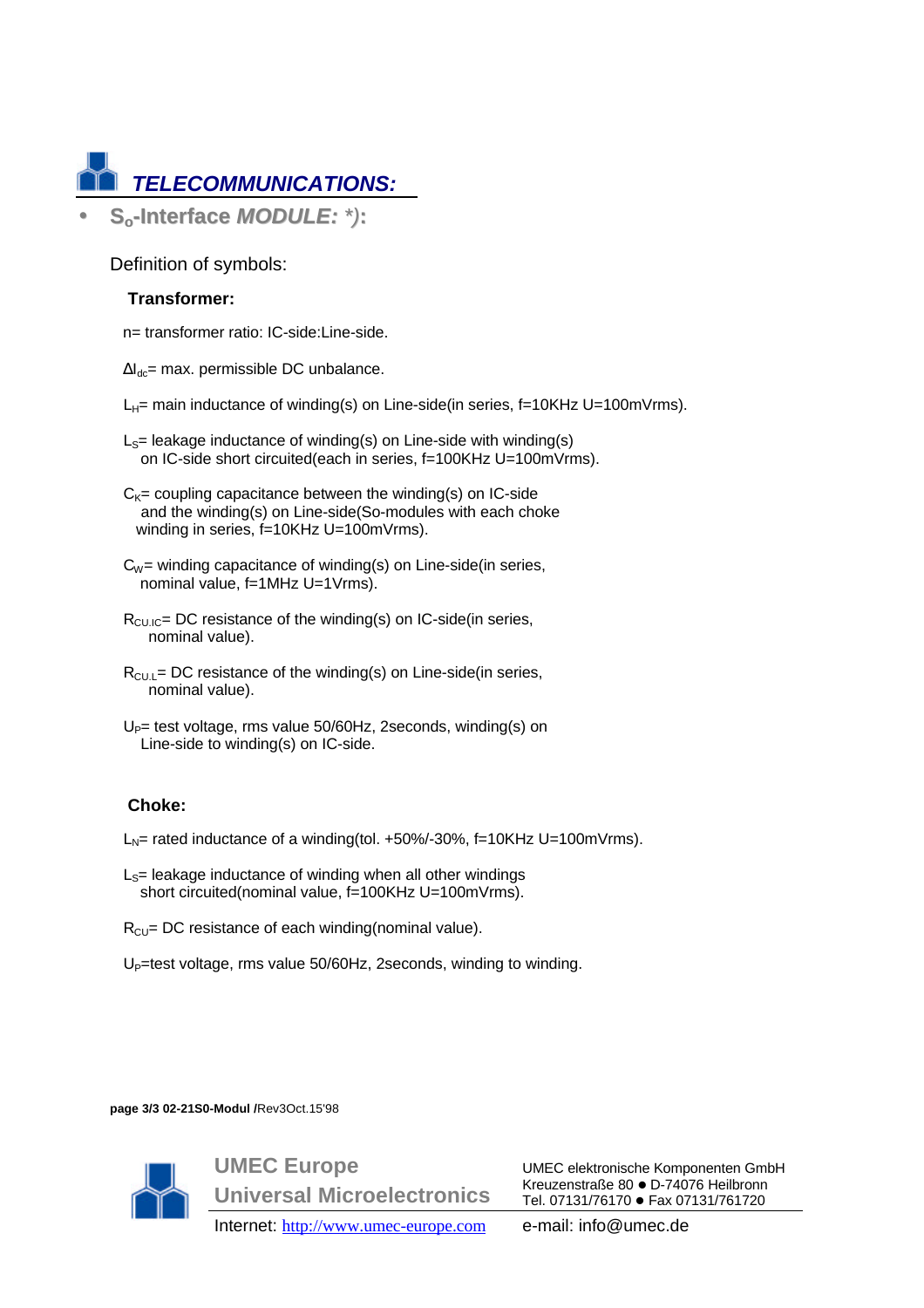# *TELECOMMUNICATIONS:*

- **$S_o$-Interface *MODULE: \*):***

Definition of symbols:

**Transformer:**

n= transformer ratio: IC-side:Line-side.

$\Delta I_{dc}$= max. permissible DC unbalance.

$L_H$= main inductance of winding(s) on Line-side(in series, f=10KHz U=100mVrms).

$L_S$= leakage inductance of winding(s) on Line-side with winding(s) on IC-side short circuited(each in series, f=100KHz U=100mVrms).

$C_K$= coupling capacitance between the winding(s) on IC-side and the winding(s) on Line-side(So-modules with each choke winding in series, f=10KHz U=100mVrms).

$C_W$= winding capacitance of winding(s) on Line-side(in series, nominal value, f=1MHz U=1Vrms).

$R_{CU.IC}$= DC resistance of the winding(s) on IC-side(in series, nominal value).

$R_{CU.L}$= DC resistance of the winding(s) on Line-side(in series, nominal value).

$U_P$= test voltage, rms value 50/60Hz, 2seconds, winding(s) on Line-side to winding(s) on IC-side.

**Choke:**

$L_N$= rated inductance of a winding(tol. +50%/-30%, f=10KHz U=100mVrms).

$L_S$= leakage inductance of winding when all other windings short circuited(nominal value, f=100KHz U=100mVrms).

$R_{CU}$= DC resistance of each winding(nominal value).

$U_P$=test voltage, rms value 50/60Hz, 2seconds, winding to winding.

**page 3/3 02-21S0-Modul /**Rev3Oct.15'98

**UMEC Europe**
**Universal Microelectronics**
Internet: http://www.umec-europe.com

UMEC elektronische Komponenten GmbH
Kreuzenstraße 80 ● D-74076 Heilbronn
Tel. 07131/76170 ● Fax 07131/761720
e-mail: info@umec.de